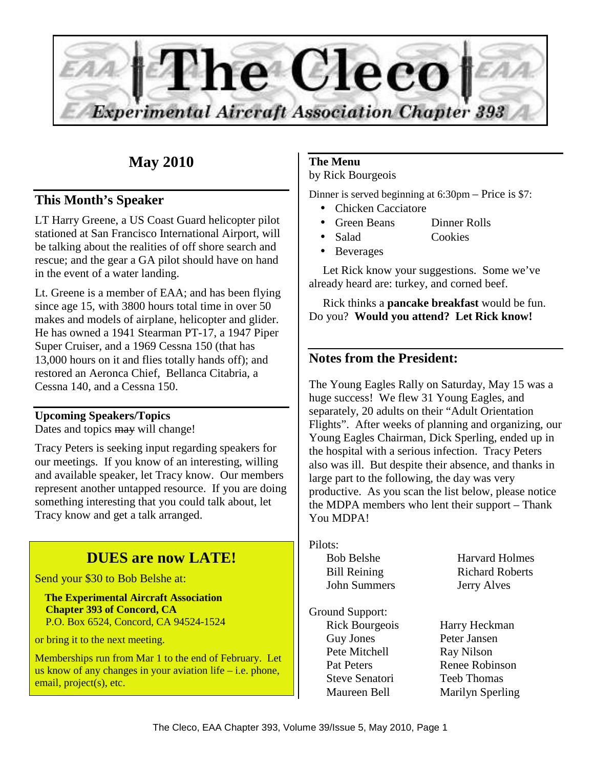# The Cleco

## Experimental Aircraft Association Chapter 393

## May 2010

## This Month's Speaker

LT Harry Greene, a US Coast Guard helicopter pilot stationed at San Francisco International Airport, will be talking about the realities of off shore search and rescue; and the gear a GA pilot should have on hand in the event of a water landing.

Lt. Greene is a member of EAA; and has been flying since age 15, with 3800 hours total time in over 50 makes and models of airplane, helicopter and glider. He has owned a 1941 Stearman PT-17, a 1947 Piper Super Cruiser, and a 1969 Cessna 150 (that has 13,000 hours on it and flies totally hands off); and restored an Aeronca Chief, Bellanca Citabria, a Cessna 140, and a Cessna 150.

### Upcoming Speakers/Topics

Dates and topics ~~may~~ will change!

Tracy Peters is seeking input regarding speakers for our meetings. If you know of an interesting, willing and available speaker, let Tracy know. Our members represent another untapped resource. If you are doing something interesting that you could talk about, let Tracy know and get a talk arranged.

## DUES are now LATE!

Send your $30 to Bob Belshe at:

**The Experimental Aircraft Association**
**Chapter 393 of Concord, CA**
P.O. Box 6524, Concord, CA 94524-1524

or bring it to the next meeting.

Memberships run from Mar 1 to the end of February. Let us know of any changes in your aviation life – i.e. phone, email, project(s), etc.

### The Menu

by Rick Bourgeois

Dinner is served beginning at 6:30pm – Price is $7:

- Chicken Cacciatore
- Green Beans
- Dinner Rolls
- Salad
- Cookies
- Beverages

Let Rick know your suggestions. Some we've already heard are: turkey, and corned beef.

Rick thinks a **pancake breakfast** would be fun. Do you? **Would you attend? Let Rick know!**

## Notes from the President:

The Young Eagles Rally on Saturday, May 15 was a huge success! We flew 31 Young Eagles, and separately, 20 adults on their "Adult Orientation Flights". After weeks of planning and organizing, our Young Eagles Chairman, Dick Sperling, ended up in the hospital with a serious infection. Tracy Peters also was ill. But despite their absence, and thanks in large part to the following, the day was very productive. As you scan the list below, please notice the MDPA members who lent their support – Thank You MDPA!

Pilots:

| | |
|---|---|
| Bob Belshe | Harvard Holmes |
| Bill Reining | Richard Roberts |
| John Summers | Jerry Alves |

Ground Support:

| | |
|---|---|
| Rick Bourgeois | Harry Heckman |
| Guy Jones | Peter Jansen |
| Pete Mitchell | Ray Nilson |
| Pat Peters | Renee Robinson |
| Steve Senatori | Teeb Thomas |
| Maureen Bell | Marilyn Sperling |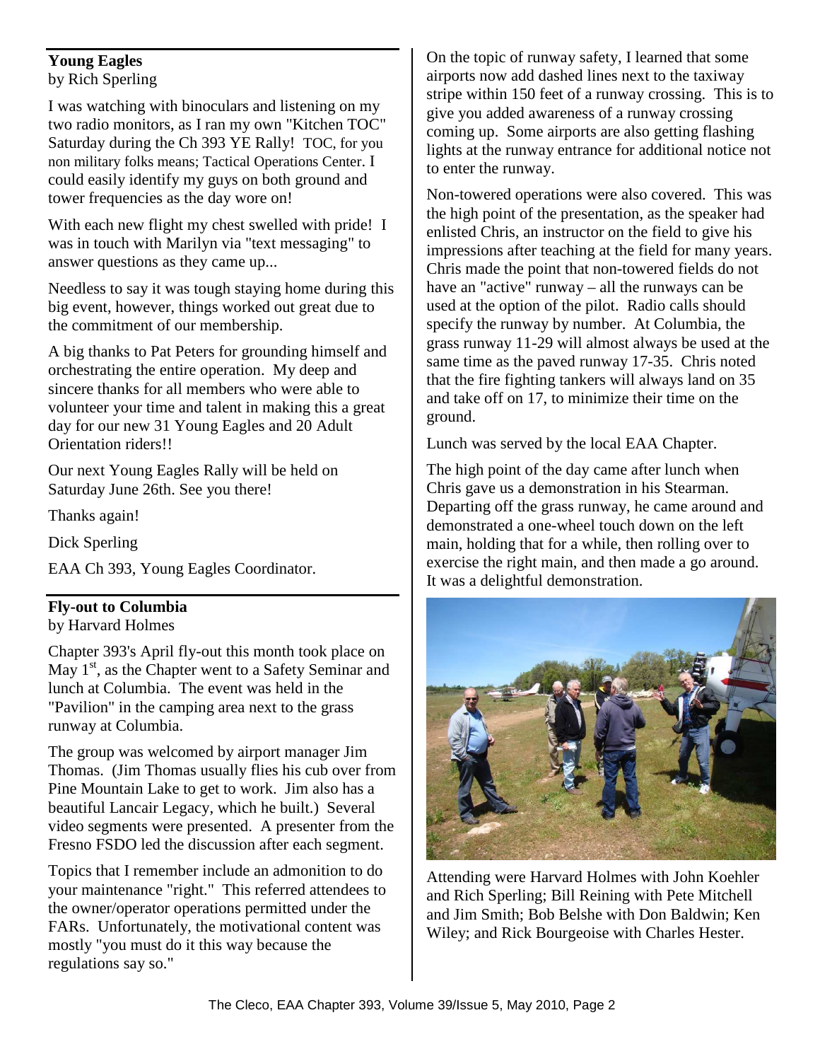## Young Eagles

by Rich Sperling

I was watching with binoculars and listening on my two radio monitors, as I ran my own "Kitchen TOC" Saturday during the Ch 393 YE Rally! TOC, for you non military folks means; Tactical Operations Center. I could easily identify my guys on both ground and tower frequencies as the day wore on!

With each new flight my chest swelled with pride! I was in touch with Marilyn via "text messaging" to answer questions as they came up...

Needless to say it was tough staying home during this big event, however, things worked out great due to the commitment of our membership.

A big thanks to Pat Peters for grounding himself and orchestrating the entire operation. My deep and sincere thanks for all members who were able to volunteer your time and talent in making this a great day for our new 31 Young Eagles and 20 Adult Orientation riders!!

Our next Young Eagles Rally will be held on Saturday June 26th. See you there!

Thanks again!

Dick Sperling

EAA Ch 393, Young Eagles Coordinator.

## Fly-out to Columbia

by Harvard Holmes

Chapter 393's April fly-out this month took place on May 1st, as the Chapter went to a Safety Seminar and lunch at Columbia. The event was held in the "Pavilion" in the camping area next to the grass runway at Columbia.

The group was welcomed by airport manager Jim Thomas. (Jim Thomas usually flies his cub over from Pine Mountain Lake to get to work. Jim also has a beautiful Lancair Legacy, which he built.) Several video segments were presented. A presenter from the Fresno FSDO led the discussion after each segment.

Topics that I remember include an admonition to do your maintenance "right." This referred attendees to the owner/operator operations permitted under the FARs. Unfortunately, the motivational content was mostly "you must do it this way because the regulations say so."

On the topic of runway safety, I learned that some airports now add dashed lines next to the taxiway stripe within 150 feet of a runway crossing. This is to give you added awareness of a runway crossing coming up. Some airports are also getting flashing lights at the runway entrance for additional notice not to enter the runway.

Non-towered operations were also covered. This was the high point of the presentation, as the speaker had enlisted Chris, an instructor on the field to give his impressions after teaching at the field for many years. Chris made the point that non-towered fields do not have an "active" runway – all the runways can be used at the option of the pilot. Radio calls should specify the runway by number. At Columbia, the grass runway 11-29 will almost always be used at the same time as the paved runway 17-35. Chris noted that the fire fighting tankers will always land on 35 and take off on 17, to minimize their time on the ground.

Lunch was served by the local EAA Chapter.

The high point of the day came after lunch when Chris gave us a demonstration in his Stearman. Departing off the grass runway, he came around and demonstrated a one-wheel touch down on the left main, holding that for a while, then rolling over to exercise the right main, and then made a go around. It was a delightful demonstration.

Attending were Harvard Holmes with John Koehler and Rich Sperling; Bill Reining with Pete Mitchell and Jim Smith; Bob Belshe with Don Baldwin; Ken Wiley; and Rick Bourgeoise with Charles Hester.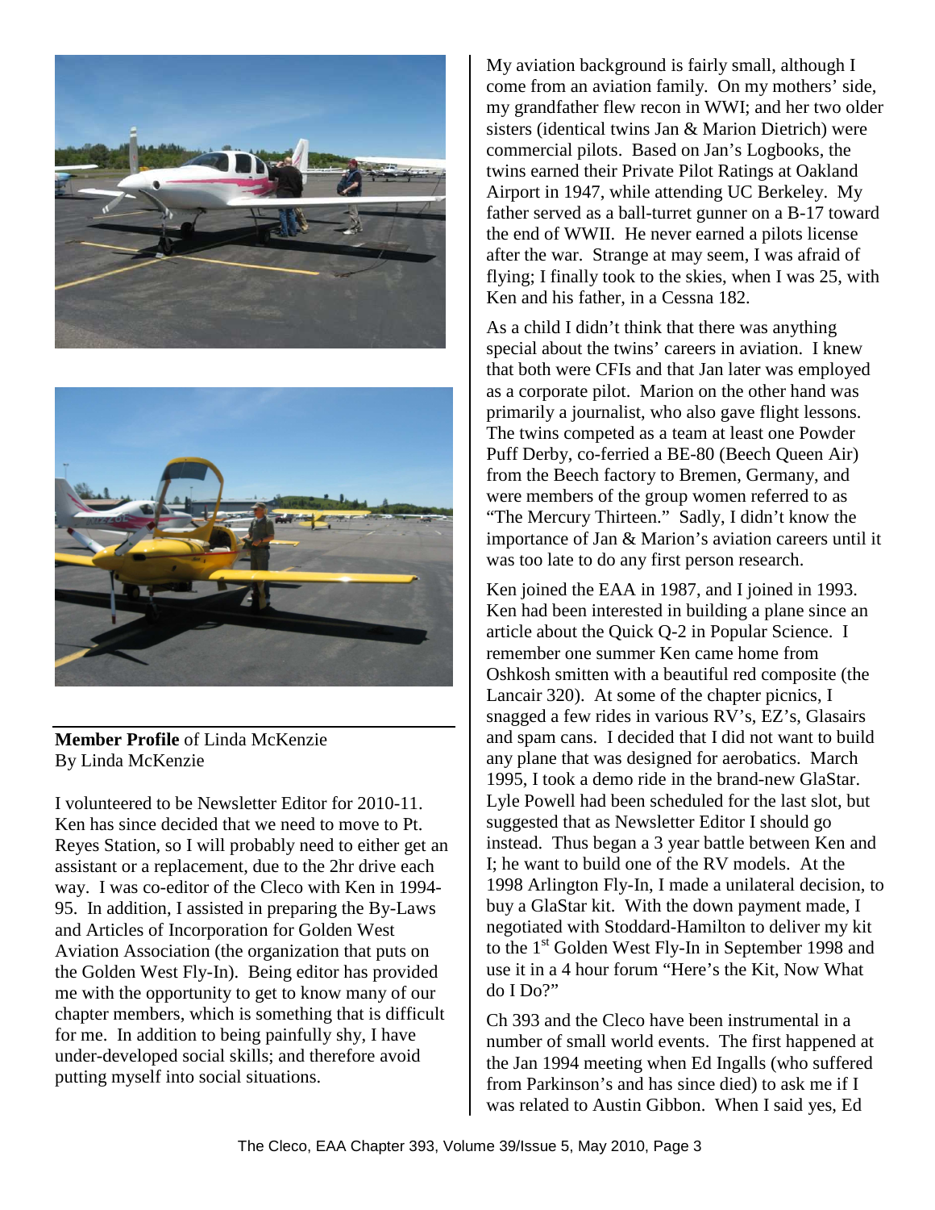**Member Profile** of Linda McKenzie
By Linda McKenzie

I volunteered to be Newsletter Editor for 2010-11. Ken has since decided that we need to move to Pt. Reyes Station, so I will probably need to either get an assistant or a replacement, due to the 2hr drive each way. I was co-editor of the Cleco with Ken in 1994-95. In addition, I assisted in preparing the By-Laws and Articles of Incorporation for Golden West Aviation Association (the organization that puts on the Golden West Fly-In). Being editor has provided me with the opportunity to get to know many of our chapter members, which is something that is difficult for me. In addition to being painfully shy, I have under-developed social skills; and therefore avoid putting myself into social situations.

My aviation background is fairly small, although I come from an aviation family. On my mothers' side, my grandfather flew recon in WWI; and her two older sisters (identical twins Jan & Marion Dietrich) were commercial pilots. Based on Jan's Logbooks, the twins earned their Private Pilot Ratings at Oakland Airport in 1947, while attending UC Berkeley. My father served as a ball-turret gunner on a B-17 toward the end of WWII. He never earned a pilots license after the war. Strange at may seem, I was afraid of flying; I finally took to the skies, when I was 25, with Ken and his father, in a Cessna 182.

As a child I didn't think that there was anything special about the twins' careers in aviation. I knew that both were CFIs and that Jan later was employed as a corporate pilot. Marion on the other hand was primarily a journalist, who also gave flight lessons. The twins competed as a team at least one Powder Puff Derby, co-ferried a BE-80 (Beech Queen Air) from the Beech factory to Bremen, Germany, and were members of the group women referred to as "The Mercury Thirteen." Sadly, I didn't know the importance of Jan & Marion's aviation careers until it was too late to do any first person research.

Ken joined the EAA in 1987, and I joined in 1993. Ken had been interested in building a plane since an article about the Quick Q-2 in Popular Science. I remember one summer Ken came home from Oshkosh smitten with a beautiful red composite (the Lancair 320). At some of the chapter picnics, I snagged a few rides in various RV's, EZ's, Glasairs and spam cans. I decided that I did not want to build any plane that was designed for aerobatics. March 1995, I took a demo ride in the brand-new GlaStar. Lyle Powell had been scheduled for the last slot, but suggested that as Newsletter Editor I should go instead. Thus began a 3 year battle between Ken and I; he want to build one of the RV models. At the 1998 Arlington Fly-In, I made a unilateral decision, to buy a GlaStar kit. With the down payment made, I negotiated with Stoddard-Hamilton to deliver my kit to the 1st Golden West Fly-In in September 1998 and use it in a 4 hour forum "Here's the Kit, Now What do I Do?"

Ch 393 and the Cleco have been instrumental in a number of small world events. The first happened at the Jan 1994 meeting when Ed Ingalls (who suffered from Parkinson's and has since died) to ask me if I was related to Austin Gibbon. When I said yes, Ed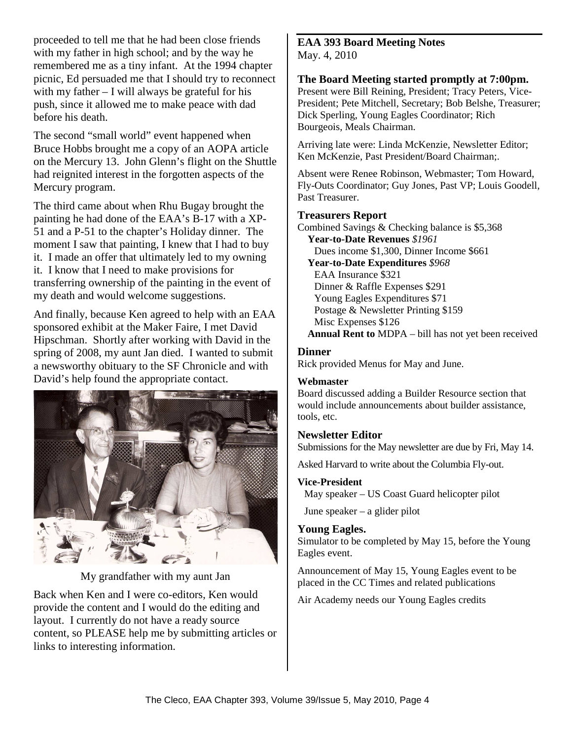proceeded to tell me that he had been close friends with my father in high school; and by the way he remembered me as a tiny infant. At the 1994 chapter picnic, Ed persuaded me that I should try to reconnect with my father – I will always be grateful for his push, since it allowed me to make peace with dad before his death.

The second "small world" event happened when Bruce Hobbs brought me a copy of an AOPA article on the Mercury 13. John Glenn's flight on the Shuttle had reignited interest in the forgotten aspects of the Mercury program.

The third came about when Rhu Bugay brought the painting he had done of the EAA's B-17 with a XP-51 and a P-51 to the chapter's Holiday dinner. The moment I saw that painting, I knew that I had to buy it. I made an offer that ultimately led to my owning it. I know that I need to make provisions for transferring ownership of the painting in the event of my death and would welcome suggestions.

And finally, because Ken agreed to help with an EAA sponsored exhibit at the Maker Faire, I met David Hipschman. Shortly after working with David in the spring of 2008, my aunt Jan died. I wanted to submit a newsworthy obituary to the SF Chronicle and with David's help found the appropriate contact.

My grandfather with my aunt Jan

Back when Ken and I were co-editors, Ken would provide the content and I would do the editing and layout. I currently do not have a ready source content, so PLEASE help me by submitting articles or links to interesting information.

## EAA 393 Board Meeting Notes

May. 4, 2010

### The Board Meeting started promptly at 7:00pm.

Present were Bill Reining, President; Tracy Peters, Vice-President; Pete Mitchell, Secretary; Bob Belshe, Treasurer; Dick Sperling, Young Eagles Coordinator; Rich Bourgeois, Meals Chairman.

Arriving late were: Linda McKenzie, Newsletter Editor; Ken McKenzie, Past President/Board Chairman;.

Absent were Renee Robinson, Webmaster; Tom Howard, Fly-Outs Coordinator; Guy Jones, Past VP; Louis Goodell, Past Treasurer.

### Treasurers Report

Combined Savings & Checking balance is $5,368

**Year-to-Date Revenues** *$1961*
- Dues income $1,300, Dinner Income $661

**Year-to-Date Expenditures** *$968*
- EAA Insurance $321
- Dinner & Raffle Expenses $291
- Young Eagles Expenditures $71
- Postage & Newsletter Printing $159
- Misc Expenses $126

**Annual Rent to** MDPA – bill has not yet been received

### Dinner

Rick provided Menus for May and June.

#### Webmaster

Board discussed adding a Builder Resource section that would include announcements about builder assistance, tools, etc.

### Newsletter Editor

Submissions for the May newsletter are due by Fri, May 14.

Asked Harvard to write about the Columbia Fly-out.

#### Vice-President

May speaker – US Coast Guard helicopter pilot

June speaker – a glider pilot

### Young Eagles.

Simulator to be completed by May 15, before the Young Eagles event.

Announcement of May 15, Young Eagles event to be placed in the CC Times and related publications

Air Academy needs our Young Eagles credits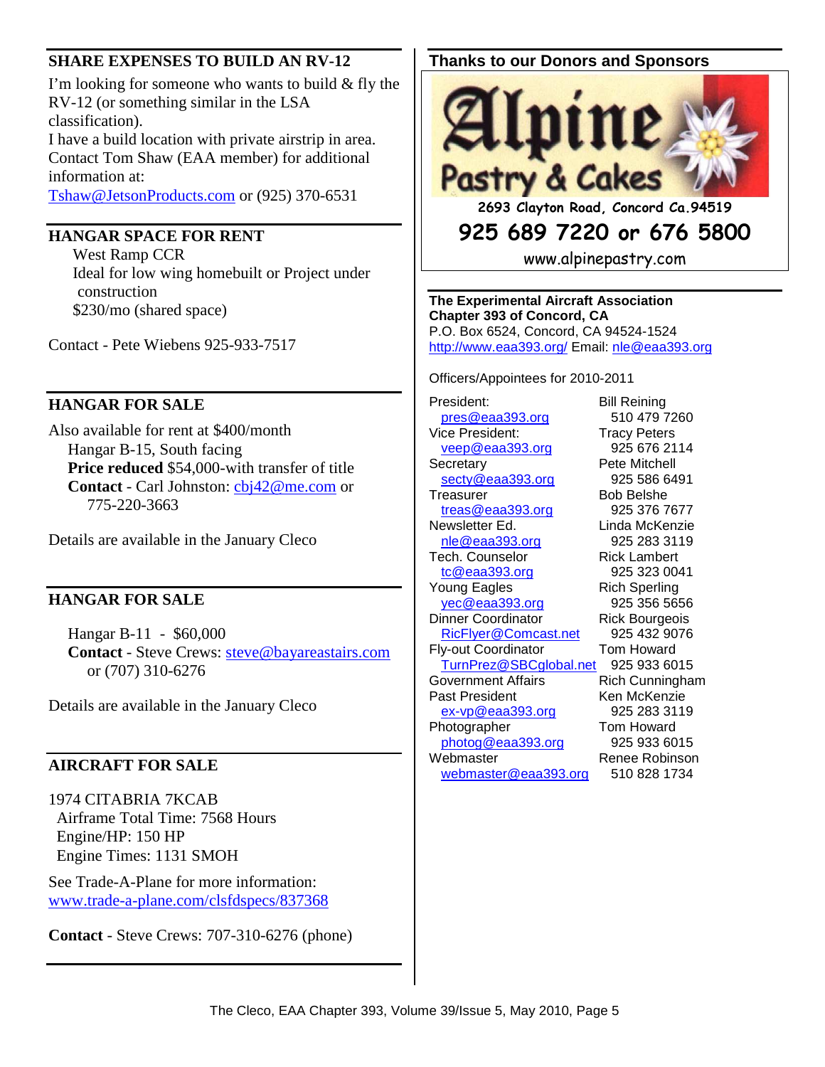## SHARE EXPENSES TO BUILD AN RV-12

I'm looking for someone who wants to build & fly the RV-12 (or something similar in the LSA classification).

I have a build location with private airstrip in area. Contact Tom Shaw (EAA member) for additional information at:

Tshaw@JetsonProducts.com or (925) 370-6531

## HANGAR SPACE FOR RENT

West Ramp CCR
Ideal for low wing homebuilt or Project under construction
$230/mo (shared space)

Contact - Pete Wiebens 925-933-7517

## HANGAR FOR SALE

Also available for rent at $400/month
Hangar B-15, South facing
**Price reduced** $54,000-with transfer of title
**Contact** - Carl Johnston: cbj42@me.com or 775-220-3663

Details are available in the January Cleco

## HANGAR FOR SALE

Hangar B-11 - $60,000
**Contact** - Steve Crews: steve@bayareastairs.com or (707) 310-6276

Details are available in the January Cleco

## AIRCRAFT FOR SALE

1974 CITABRIA 7KCAB
Airframe Total Time: 7568 Hours
Engine/HP: 150 HP
Engine Times: 1131 SMOH

See Trade-A-Plane for more information:
www.trade-a-plane.com/clsfdspecs/837368

**Contact** - Steve Crews: 707-310-6276 (phone)

## Thanks to our Donors and Sponsors

**Alpine Pastry & Cakes**
2693 Clayton Road, Concord Ca.94519
925 689 7220 or 676 5800
www.alpinepastry.com

**The Experimental Aircraft Association**
**Chapter 393 of Concord, CA**
P.O. Box 6524, Concord, CA 94524-1524
http://www.eaa393.org/ Email: nle@eaa393.org

Officers/Appointees for 2010-2011

| Position | Name / Phone |
|---|---|
| President: pres@eaa393.org | Bill Reining 510 479 7260 |
| Vice President: veep@eaa393.org | Tracy Peters 925 676 2114 |
| Secretary secty@eaa393.org | Pete Mitchell 925 586 6491 |
| Treasurer treas@eaa393.org | Bob Belshe 925 376 7677 |
| Newsletter Ed. nle@eaa393.org | Linda McKenzie 925 283 3119 |
| Tech. Counselor tc@eaa393.org | Rick Lambert 925 323 0041 |
| Young Eagles yec@eaa393.org | Rich Sperling 925 356 5656 |
| Dinner Coordinator RicFlyer@Comcast.net | Rick Bourgeois 925 432 9076 |
| Fly-out Coordinator TurnPrez@SBCglobal.net | Tom Howard 925 933 6015 |
| Government Affairs | Rich Cunningham |
| Past President ex-vp@eaa393.org | Ken McKenzie 925 283 3119 |
| Photographer photog@eaa393.org | Tom Howard 925 933 6015 |
| Webmaster webmaster@eaa393.org | Renee Robinson 510 828 1734 |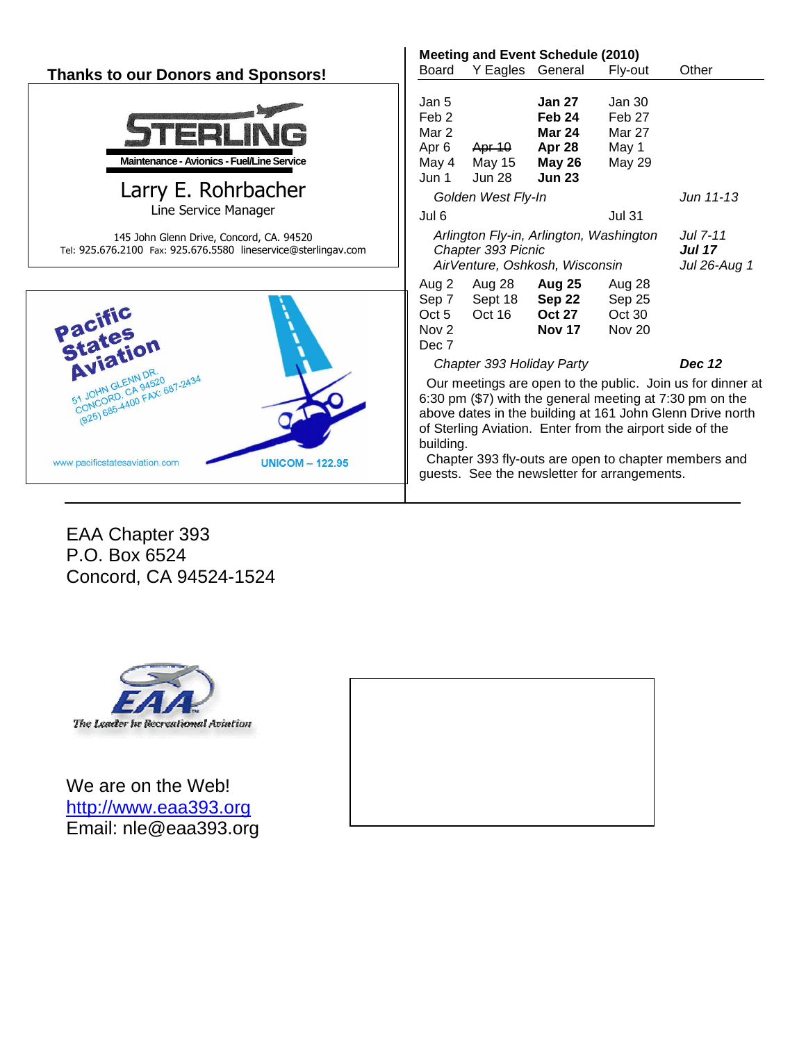## Thanks to our Donors and Sponsors!

STERLING

Maintenance - Avionics - Fuel/Line Service

Larry E. Rohrbacher

Line Service Manager

145 John Glenn Drive, Concord, CA. 94520

Tel: 925.676.2100 Fax: 925.676.5580 lineservice@sterlingav.com

Pacific States Aviation

51 JOHN GLENN DR.
CONCORD, CA 94520
(925) 685-4400 FAX: 687-2434

www.pacificstatesaviation.com

UNICOM – 122.95

## Meeting and Event Schedule (2010)

| Board | Y Eagles | General | Fly-out | Other |
|---|---|---|---|---|
| Jan 5 | | **Jan 27** | Jan 30 | |
| Feb 2 | | **Feb 24** | Feb 27 | |
| Mar 2 | | **Mar 24** | Mar 27 | |
| Apr 6 | ~~Apr 10~~ | **Apr 28** | May 1 | |
| May 4 | May 15 | **May 26** | May 29 | |
| Jun 1 | Jun 28 | **Jun 23** | | |
| *Golden West Fly-In* | | | | *Jun 11-13* |
| Jul 6 | | | Jul 31 | |
| *Arlington Fly-in, Arlington, Washington* | | | | *Jul 7-11* |
| *Chapter 393 Picnic* | | | | ***Jul 17*** |
| *AirVenture, Oshkosh, Wisconsin* | | | | *Jul 26-Aug 1* |
| Aug 2 | Aug 28 | **Aug 25** | Aug 28 | |
| Sep 7 | Sept 18 | **Sep 22** | Sep 25 | |
| Oct 5 | Oct 16 | **Oct 27** | Oct 30 | |
| Nov 2 | | **Nov 17** | Nov 20 | |
| Dec 7 | | | | |
| *Chapter 393 Holiday Party* | | | | ***Dec 12*** |

Our meetings are open to the public. Join us for dinner at 6:30 pm ($7) with the general meeting at 7:30 pm on the above dates in the building at 161 John Glenn Drive north of Sterling Aviation. Enter from the airport side of the building.

Chapter 393 fly-outs are open to chapter members and guests. See the newsletter for arrangements.

EAA Chapter 393
P.O. Box 6524
Concord, CA 94524-1524

EAA
The Leader In Recreational Aviation

We are on the Web!
http://www.eaa393.org
Email: nle@eaa393.org